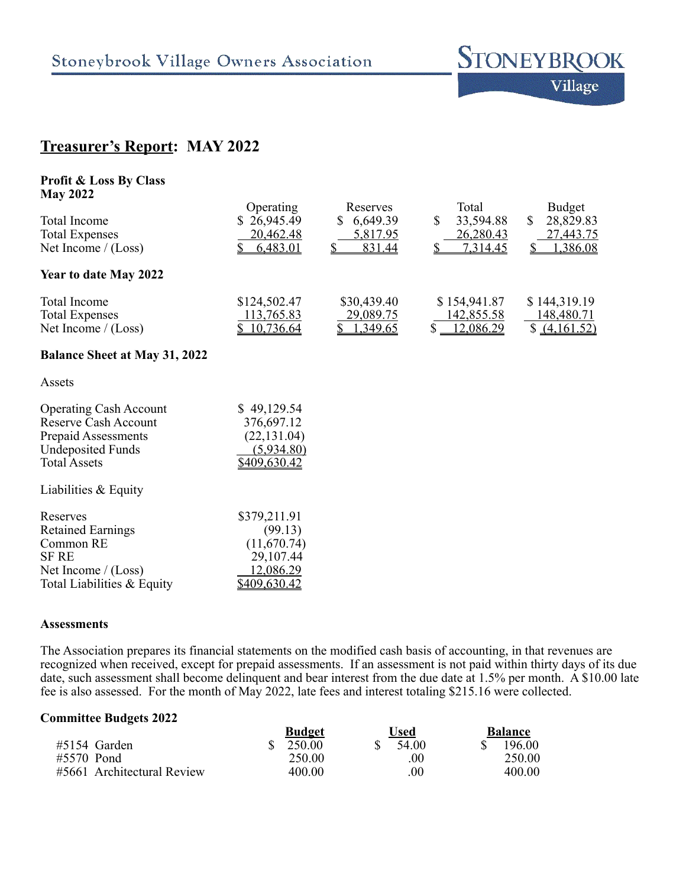Stoneybrook Village Owners Association

STONEYBROOK Village

# Treasurer's Report: MAY 2022

**Profit & Loss By Class**
**May 2022**

| | Operating | Reserves | Total | Budget |
|---|---|---|---|---|
| Total Income | $ 26,945.49 | $ 6,649.39 | $ 33,594.88 | $ 28,829.83 |
| Total Expenses | 20,462.48 | 5,817.95 | 26,280.43 | 27,443.75 |
| Net Income / (Loss) | $ 6,483.01 | $ 831.44 | $ 7,314.45 | $ 1,386.08 |

**Year to date May 2022**

| | Operating | Reserves | Total | Budget |
|---|---|---|---|---|
| Total Income | $124,502.47 | $30,439.40 | $ 154,941.87 | $ 144,319.19 |
| Total Expenses | 113,765.83 | 29,089.75 | 142,855.58 | 148,480.71 |
| Net Income / (Loss) | $ 10,736.64 | $ 1,349.65 | $ 12,086.29 | $ (4,161.52) |

**Balance Sheet at May 31, 2022**

Assets

| | |
|---|---|
| Operating Cash Account | $ 49,129.54 |
| Reserve Cash Account | 376,697.12 |
| Prepaid Assessments | (22,131.04) |
| Undeposited Funds | (5,934.80) |
| Total Assets | $409,630.42 |

Liabilities & Equity

| | |
|---|---|
| Reserves | $379,211.91 |
| Retained Earnings | (99.13) |
| Common RE | (11,670.74) |
| SF RE | 29,107.44 |
| Net Income / (Loss) | 12,086.29 |
| Total Liabilities & Equity | $409,630.42 |

**Assessments**

The Association prepares its financial statements on the modified cash basis of accounting, in that revenues are recognized when received, except for prepaid assessments. If an assessment is not paid within thirty days of its due date, such assessment shall become delinquent and bear interest from the due date at 1.5% per month. A $10.00 late fee is also assessed. For the month of May 2022, late fees and interest totaling $215.16 were collected.

**Committee Budgets 2022**

| | Budget | Used | Balance |
|---|---|---|---|
| #5154 Garden | $ 250.00 | $ 54.00 | $ 196.00 |
| #5570 Pond | 250.00 | .00 | 250.00 |
| #5661 Architectural Review | 400.00 | .00 | 400.00 |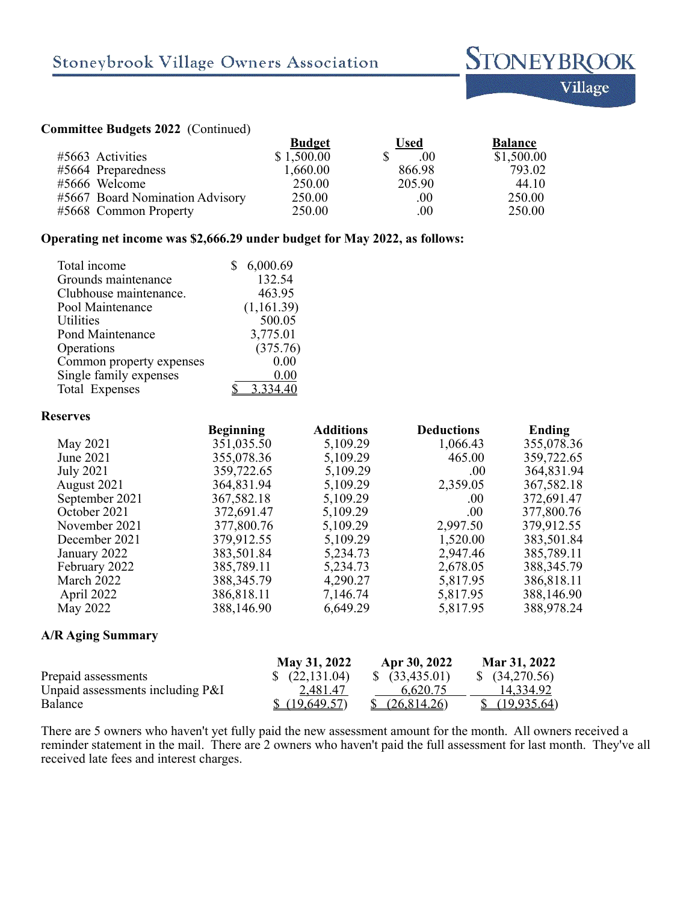**Committee Budgets 2022** (Continued)

| | Budget | Used | Balance |
|---|---|---|---|
| #5663 Activities | $ 1,500.00 | $ .00 | $1,500.00 |
| #5664 Preparedness | 1,660.00 | 866.98 | 793.02 |
| #5666 Welcome | 250.00 | 205.90 | 44.10 |
| #5667 Board Nomination Advisory | 250.00 | .00 | 250.00 |
| #5668 Common Property | 250.00 | .00 | 250.00 |

**Operating net income was $2,666.29 under budget for May 2022, as follows:**

| | |
|---|---|
| Total income | $ 6,000.69 |
| Grounds maintenance | 132.54 |
| Clubhouse maintenance. | 463.95 |
| Pool Maintenance | (1,161.39) |
| Utilities | 500.05 |
| Pond Maintenance | 3,775.01 |
| Operations | (375.76) |
| Common property expenses | 0.00 |
| Single family expenses | 0.00 |
| Total Expenses | $ 3,334.40 |

**Reserves**

| | Beginning | Additions | Deductions | Ending |
|---|---|---|---|---|
| May 2021 | 351,035.50 | 5,109.29 | 1,066.43 | 355,078.36 |
| June 2021 | 355,078.36 | 5,109.29 | 465.00 | 359,722.65 |
| July 2021 | 359,722.65 | 5,109.29 | .00 | 364,831.94 |
| August 2021 | 364,831.94 | 5,109.29 | 2,359.05 | 367,582.18 |
| September 2021 | 367,582.18 | 5,109.29 | .00 | 372,691.47 |
| October 2021 | 372,691.47 | 5,109.29 | .00 | 377,800.76 |
| November 2021 | 377,800.76 | 5,109.29 | 2,997.50 | 379,912.55 |
| December 2021 | 379,912.55 | 5,109.29 | 1,520.00 | 383,501.84 |
| January 2022 | 383,501.84 | 5,234.73 | 2,947.46 | 385,789.11 |
| February 2022 | 385,789.11 | 5,234.73 | 2,678.05 | 388,345.79 |
| March 2022 | 388,345.79 | 4,290.27 | 5,817.95 | 386,818.11 |
| April 2022 | 386,818.11 | 7,146.74 | 5,817.95 | 388,146.90 |
| May 2022 | 388,146.90 | 6,649.29 | 5,817.95 | 388,978.24 |

**A/R Aging Summary**

| | May 31, 2022 | Apr 30, 2022 | Mar 31, 2022 |
|---|---|---|---|
| Prepaid assessments | $ (22,131.04) | $ (33,435.01) | $ (34,270.56) |
| Unpaid assessments including P&I | 2,481.47 | 6,620.75 | 14,334.92 |
| Balance | $ (19,649.57) | $ (26,814.26) | $ (19,935.64) |

There are 5 owners who haven't yet fully paid the new assessment amount for the month. All owners received a reminder statement in the mail. There are 2 owners who haven't paid the full assessment for last month. They've all received late fees and interest charges.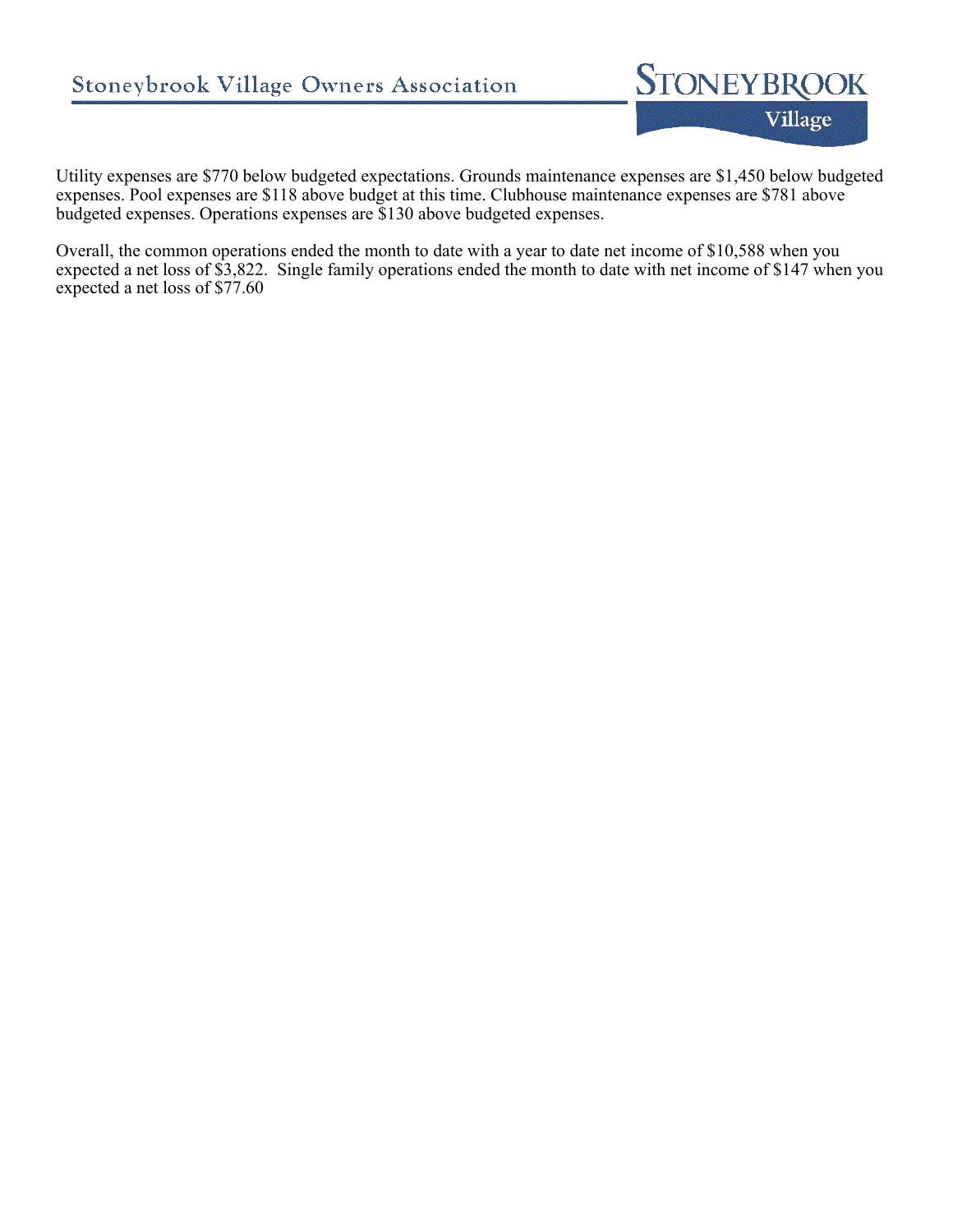Utility expenses are $770 below budgeted expectations. Grounds maintenance expenses are $1,450 below budgeted expenses. Pool expenses are $118 above budget at this time. Clubhouse maintenance expenses are $781 above budgeted expenses. Operations expenses are $130 above budgeted expenses.

Overall, the common operations ended the month to date with a year to date net income of $10,588 when you expected a net loss of $3,822. Single family operations ended the month to date with net income of $147 when you expected a net loss of $77.60